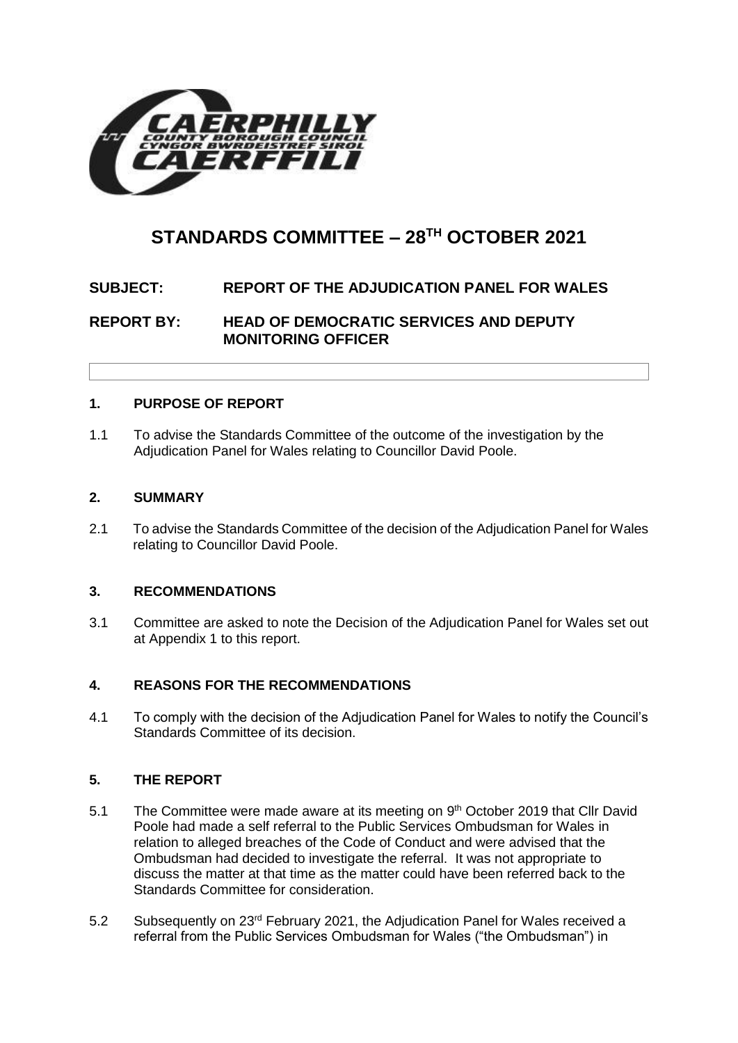# STANDARDS COMMITTEE – 28TH OCTOBER 2021

**SUBJECT: REPORT OF THE ADJUDICATION PANEL FOR WALES**

**REPORT BY: HEAD OF DEMOCRATIC SERVICES AND DEPUTY MONITORING OFFICER**

## 1. PURPOSE OF REPORT

1.1 To advise the Standards Committee of the outcome of the investigation by the Adjudication Panel for Wales relating to Councillor David Poole.

## 2. SUMMARY

2.1 To advise the Standards Committee of the decision of the Adjudication Panel for Wales relating to Councillor David Poole.

## 3. RECOMMENDATIONS

3.1 Committee are asked to note the Decision of the Adjudication Panel for Wales set out at Appendix 1 to this report.

## 4. REASONS FOR THE RECOMMENDATIONS

4.1 To comply with the decision of the Adjudication Panel for Wales to notify the Council's Standards Committee of its decision.

## 5. THE REPORT

5.1 The Committee were made aware at its meeting on 9th October 2019 that Cllr David Poole had made a self referral to the Public Services Ombudsman for Wales in relation to alleged breaches of the Code of Conduct and were advised that the Ombudsman had decided to investigate the referral. It was not appropriate to discuss the matter at that time as the matter could have been referred back to the Standards Committee for consideration.

5.2 Subsequently on 23rd February 2021, the Adjudication Panel for Wales received a referral from the Public Services Ombudsman for Wales ("the Ombudsman") in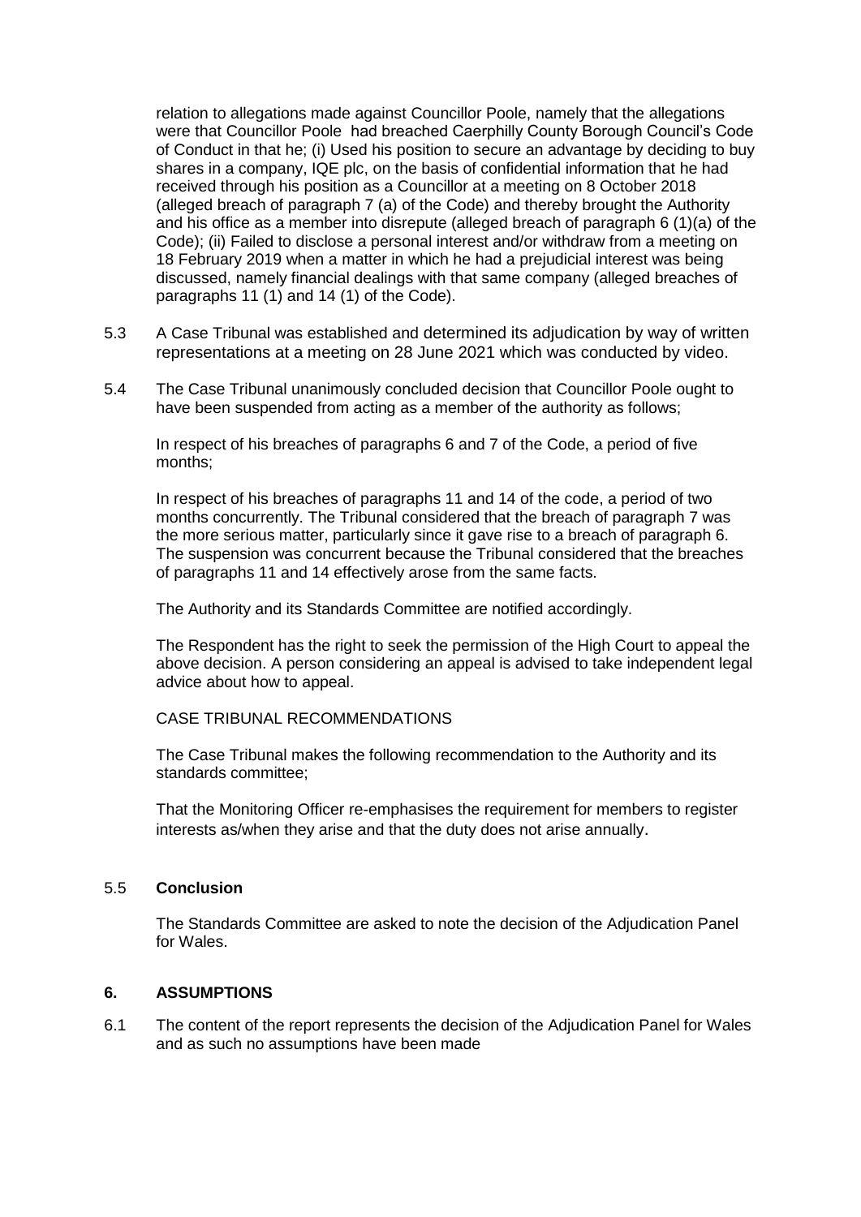relation to allegations made against Councillor Poole, namely that the allegations were that Councillor Poole had breached Caerphilly County Borough Council's Code of Conduct in that he; (i) Used his position to secure an advantage by deciding to buy shares in a company, IQE plc, on the basis of confidential information that he had received through his position as a Councillor at a meeting on 8 October 2018 (alleged breach of paragraph 7 (a) of the Code) and thereby brought the Authority and his office as a member into disrepute (alleged breach of paragraph 6 (1)(a) of the Code); (ii) Failed to disclose a personal interest and/or withdraw from a meeting on 18 February 2019 when a matter in which he had a prejudicial interest was being discussed, namely financial dealings with that same company (alleged breaches of paragraphs 11 (1) and 14 (1) of the Code).

5.3 A Case Tribunal was established and determined its adjudication by way of written representations at a meeting on 28 June 2021 which was conducted by video.

5.4 The Case Tribunal unanimously concluded decision that Councillor Poole ought to have been suspended from acting as a member of the authority as follows;

In respect of his breaches of paragraphs 6 and 7 of the Code, a period of five months;

In respect of his breaches of paragraphs 11 and 14 of the code, a period of two months concurrently. The Tribunal considered that the breach of paragraph 7 was the more serious matter, particularly since it gave rise to a breach of paragraph 6. The suspension was concurrent because the Tribunal considered that the breaches of paragraphs 11 and 14 effectively arose from the same facts.

The Authority and its Standards Committee are notified accordingly.

The Respondent has the right to seek the permission of the High Court to appeal the above decision. A person considering an appeal is advised to take independent legal advice about how to appeal.

CASE TRIBUNAL RECOMMENDATIONS

The Case Tribunal makes the following recommendation to the Authority and its standards committee;

That the Monitoring Officer re-emphasises the requirement for members to register interests as/when they arise and that the duty does not arise annually.

5.5 **Conclusion**

The Standards Committee are asked to note the decision of the Adjudication Panel for Wales.

## 6. ASSUMPTIONS

6.1 The content of the report represents the decision of the Adjudication Panel for Wales and as such no assumptions have been made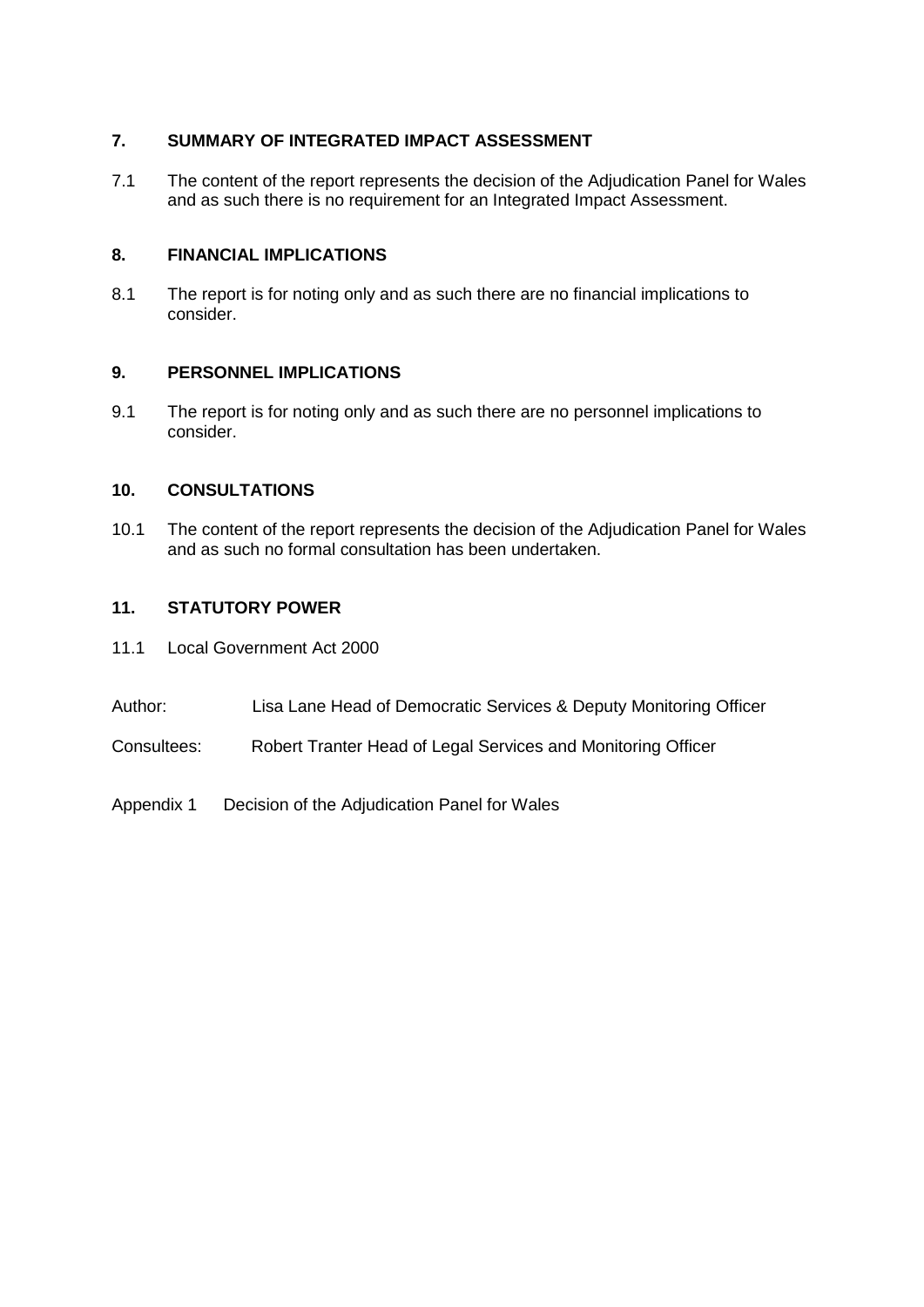## 7. SUMMARY OF INTEGRATED IMPACT ASSESSMENT

7.1 The content of the report represents the decision of the Adjudication Panel for Wales and as such there is no requirement for an Integrated Impact Assessment.

## 8. FINANCIAL IMPLICATIONS

8.1 The report is for noting only and as such there are no financial implications to consider.

## 9. PERSONNEL IMPLICATIONS

9.1 The report is for noting only and as such there are no personnel implications to consider.

## 10. CONSULTATIONS

10.1 The content of the report represents the decision of the Adjudication Panel for Wales and as such no formal consultation has been undertaken.

## 11. STATUTORY POWER

11.1 Local Government Act 2000

Author: Lisa Lane Head of Democratic Services & Deputy Monitoring Officer

Consultees: Robert Tranter Head of Legal Services and Monitoring Officer

Appendix 1 Decision of the Adjudication Panel for Wales